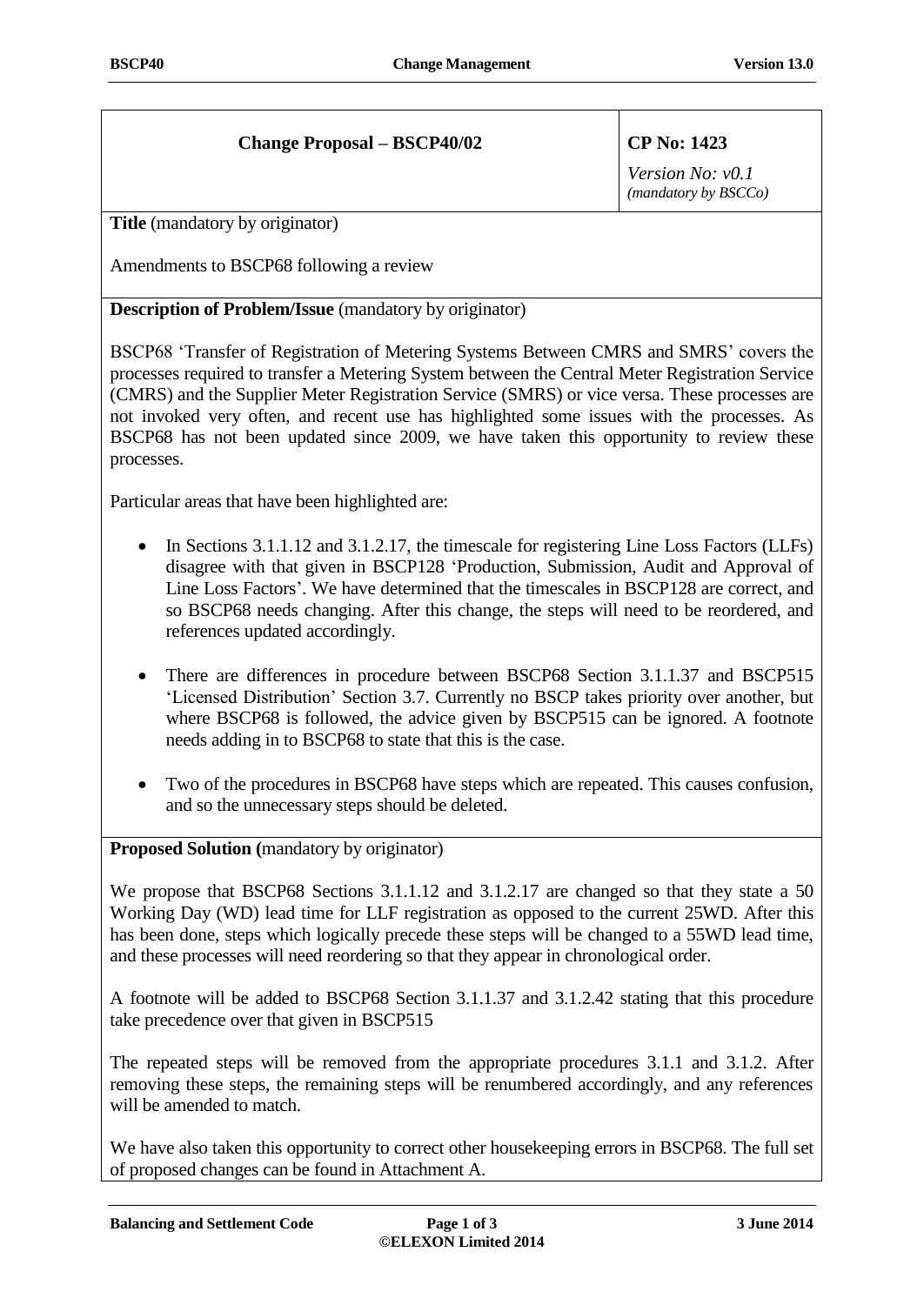| Change Proposal – BSCP40/02 | CP No: 1423<br>*Version No: v0.1*<br>*(mandatory by BSCCo)* |
|---|---|

**Title** (mandatory by originator)

Amendments to BSCP68 following a review

**Description of Problem/Issue** (mandatory by originator)

BSCP68 'Transfer of Registration of Metering Systems Between CMRS and SMRS' covers the processes required to transfer a Metering System between the Central Meter Registration Service (CMRS) and the Supplier Meter Registration Service (SMRS) or vice versa. These processes are not invoked very often, and recent use has highlighted some issues with the processes. As BSCP68 has not been updated since 2009, we have taken this opportunity to review these processes.

Particular areas that have been highlighted are:

- In Sections 3.1.1.12 and 3.1.2.17, the timescale for registering Line Loss Factors (LLFs) disagree with that given in BSCP128 'Production, Submission, Audit and Approval of Line Loss Factors'. We have determined that the timescales in BSCP128 are correct, and so BSCP68 needs changing. After this change, the steps will need to be reordered, and references updated accordingly.

- There are differences in procedure between BSCP68 Section 3.1.1.37 and BSCP515 'Licensed Distribution' Section 3.7. Currently no BSCP takes priority over another, but where BSCP68 is followed, the advice given by BSCP515 can be ignored. A footnote needs adding in to BSCP68 to state that this is the case.

- Two of the procedures in BSCP68 have steps which are repeated. This causes confusion, and so the unnecessary steps should be deleted.

**Proposed Solution (**mandatory by originator)

We propose that BSCP68 Sections 3.1.1.12 and 3.1.2.17 are changed so that they state a 50 Working Day (WD) lead time for LLF registration as opposed to the current 25WD. After this has been done, steps which logically precede these steps will be changed to a 55WD lead time, and these processes will need reordering so that they appear in chronological order.

A footnote will be added to BSCP68 Section 3.1.1.37 and 3.1.2.42 stating that this procedure take precedence over that given in BSCP515

The repeated steps will be removed from the appropriate procedures 3.1.1 and 3.1.2. After removing these steps, the remaining steps will be renumbered accordingly, and any references will be amended to match.

We have also taken this opportunity to correct other housekeeping errors in BSCP68. The full set of proposed changes can be found in Attachment A.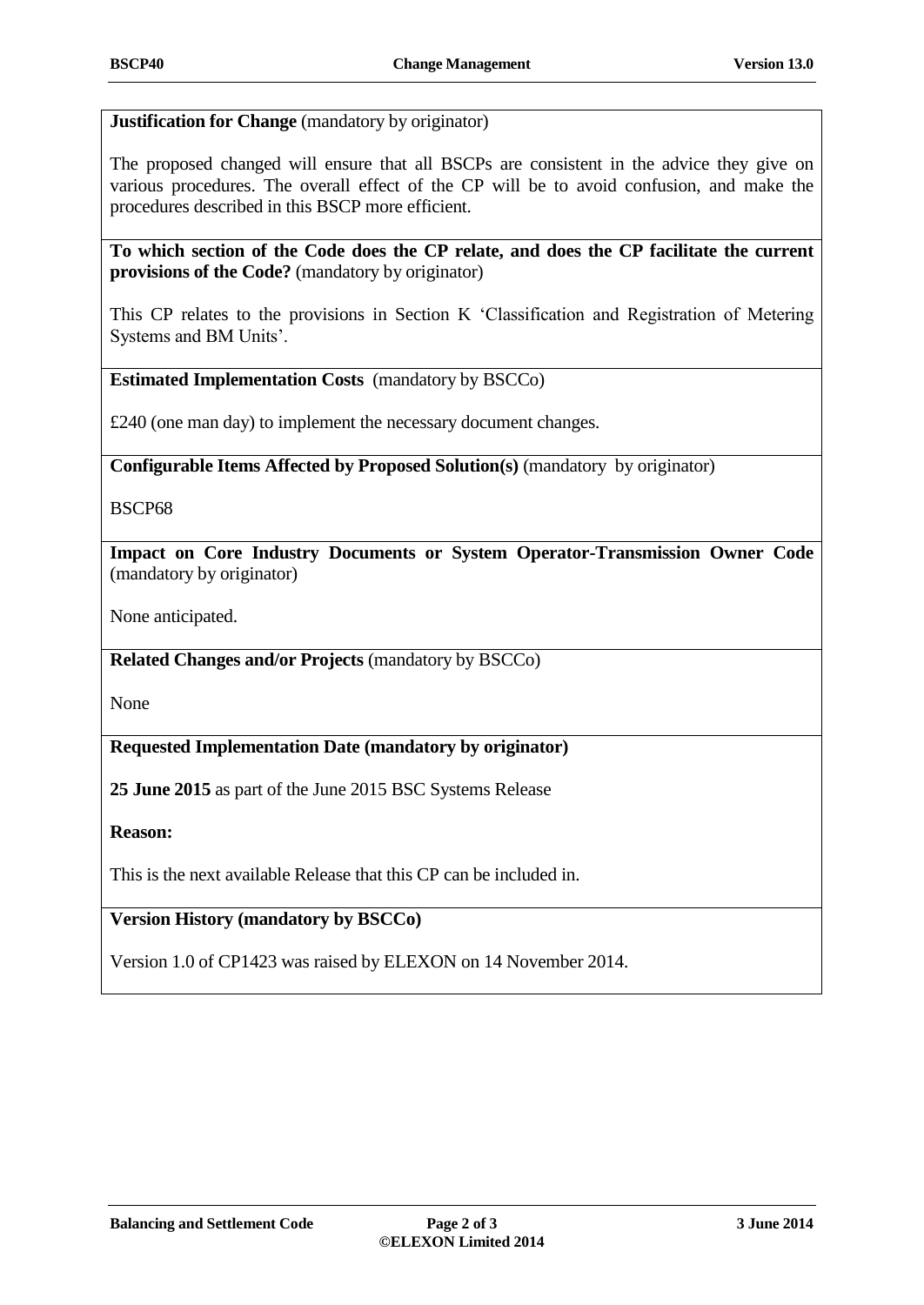**Justification for Change** (mandatory by originator)

The proposed changed will ensure that all BSCPs are consistent in the advice they give on various procedures. The overall effect of the CP will be to avoid confusion, and make the procedures described in this BSCP more efficient.

**To which section of the Code does the CP relate, and does the CP facilitate the current provisions of the Code?** (mandatory by originator)

This CP relates to the provisions in Section K 'Classification and Registration of Metering Systems and BM Units'.

**Estimated Implementation Costs** (mandatory by BSCCo)

£240 (one man day) to implement the necessary document changes.

**Configurable Items Affected by Proposed Solution(s)** (mandatory by originator)

BSCP68

**Impact on Core Industry Documents or System Operator-Transmission Owner Code** (mandatory by originator)

None anticipated.

**Related Changes and/or Projects** (mandatory by BSCCo)

None

**Requested Implementation Date (mandatory by originator)**

**25 June 2015** as part of the June 2015 BSC Systems Release

**Reason:**

This is the next available Release that this CP can be included in.

**Version History (mandatory by BSCCo)**

Version 1.0 of CP1423 was raised by ELEXON on 14 November 2014.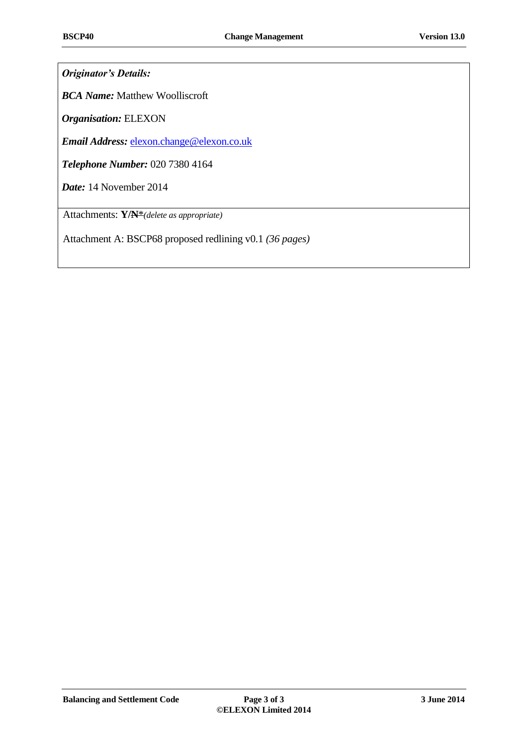***Originator's Details:***

***BCA Name:*** Matthew Woolliscroft

***Organisation:*** ELEXON

***Email Address:*** elexon.change@elexon.co.uk

***Telephone Number:*** 020 7380 4164

***Date:*** 14 November 2014

Attachments: **Y/~~N~~*** *(delete as appropriate)*

Attachment A: BSCP68 proposed redlining v0.1 *(36 pages)*